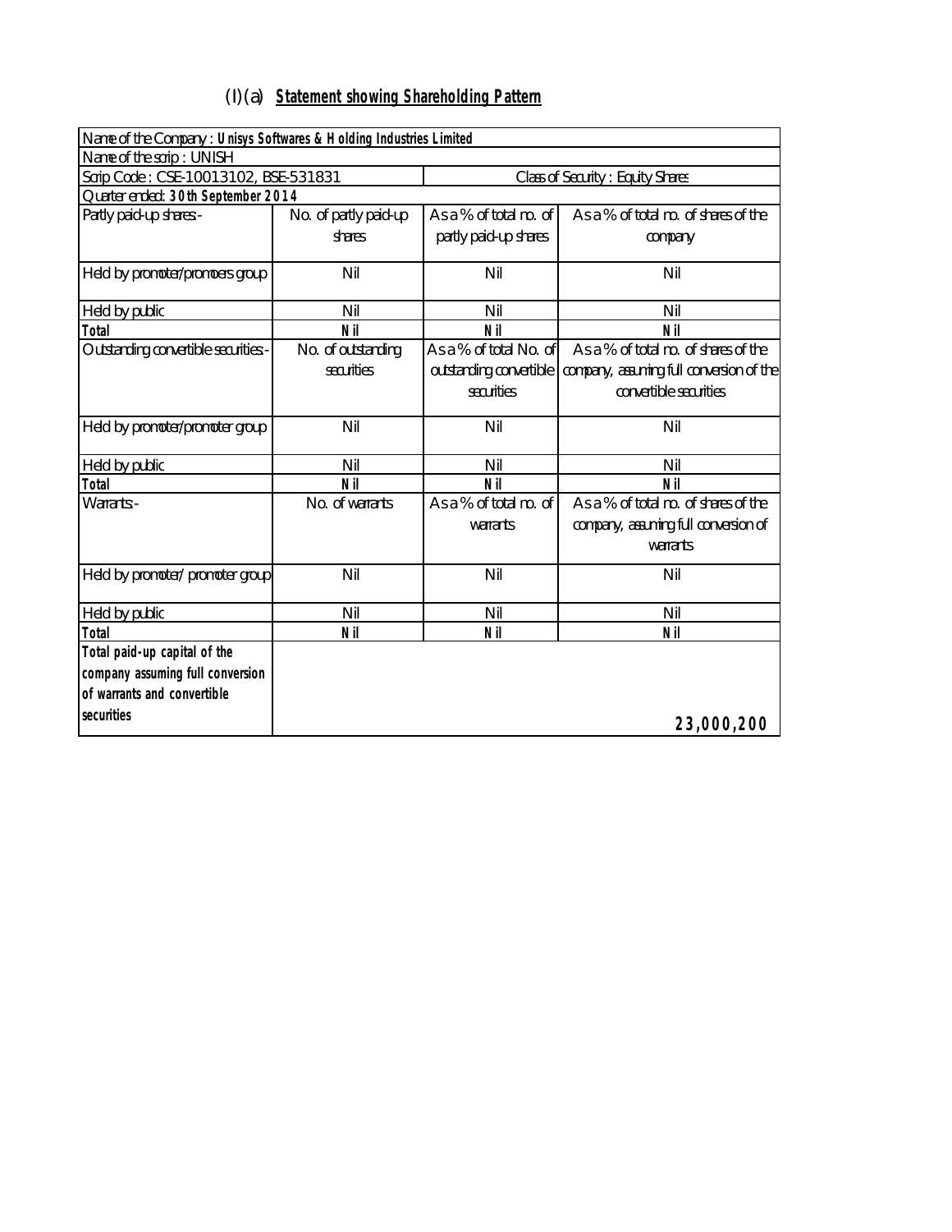## (I)(a) **Statement showing Shareholding Pattern**

| Name of the Company : **Unisys Softwares & Holding Industries Limited** | | | |
|---|---|---|---|
| Name of the scrip : UNISH | | | |
| Scrip Code : CSE-10013102, BSE-531831 | | Class of Security : Equity Shares | |
| Quarter ended: **30th September 2014** | | | |
| Partly paid-up shares:- | No. of partly paid-up shares | As a % of total no. of partly paid-up shares | As a % of total no. of shares of the company |
| Held by promoter/promoers group | Nil | Nil | Nil |
| Held by public | Nil | Nil | Nil |
| **Total** | **Nil** | **Nil** | **Nil** |
| Outstanding convertible securities:- | No. of outstanding securities | As a % of total No. of outstanding convertible securities | As a % of total no. of shares of the company, assuming full conversion of the convertible securities |
| Held by promoter/promoter group | Nil | Nil | Nil |
| Held by public | Nil | Nil | Nil |
| **Total** | **Nil** | **Nil** | **Nil** |
| Warrants:- | No. of warrants | As a % of total no. of warrants | As a % of total no. of shares of the company, assuming full conversion of warrants |
| Held by promoter/ promoter group | Nil | Nil | Nil |
| Held by public | Nil | Nil | Nil |
| **Total** | **Nil** | **Nil** | **Nil** |
| **Total paid-up capital of the company assuming full conversion of warrants and convertible securities** | | | **23,000,200** |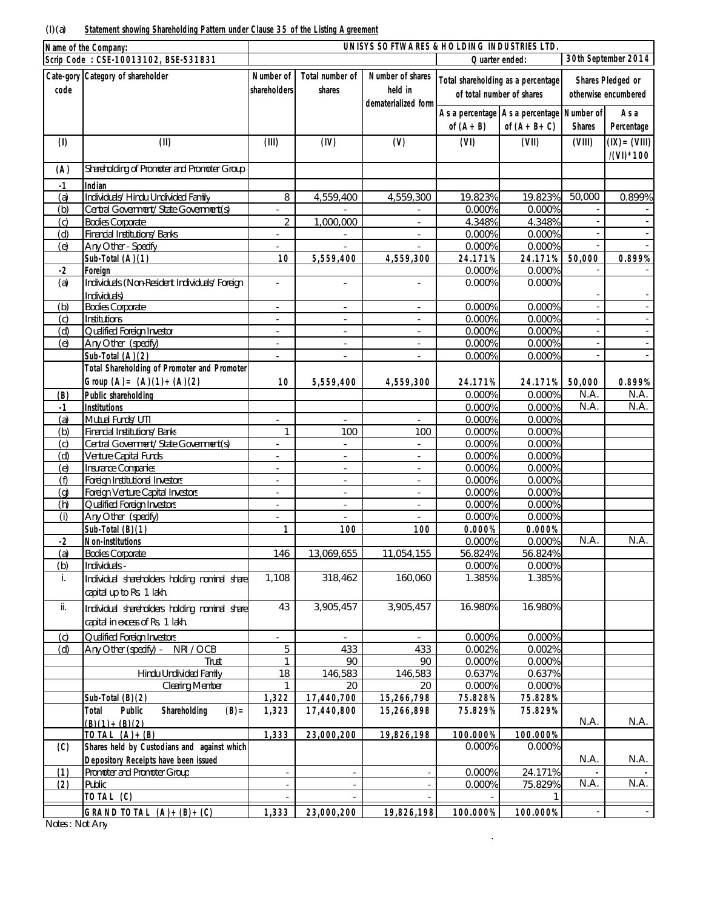(I)(a) **Statement showing Shareholding Pattern under Clause 35 of the Listing Agreement**

| Name of the Company: | | UNISYS SOFTWARES & HOLDING INDUSTRIES LTD. | | | | | | |
|---|---|---|---|---|---|---|---|---|
| Scrip Code : CSE-10013102, BSE-531831 | | | | | Quarter ended: | | 30th September 2014 | |
| Cate-gory code | Category of shareholder | Number of shareholders | Total number of shares | Number of shares held in dematerialized form | Total shareholding as a percentage of total number of shares | | Shares Pledged or otherwise encumbered | |
| | | | | | As a percentage of (A+B) | As a percentage of (A+B+C) | Number of Shares | As a Percentage |
| (I) | (II) | (III) | (IV) | (V) | (VI) | (VII) | (VIII) | (IX)=(VIII)/(VI)*100 |
| (A) | Shareholding of Promoter and Promoter Group | | | | | | | |
| -1 | Indian | | | | | | | |
| (a) | Individuals/ Hindu Undivided Family | 8 | 4,559,400 | 4,559,300 | 19.823% | 19.823% | 50,000 | 0.899% |
| (b) | Central Government/ State Government(s) | - | - | - | 0.000% | 0.000% | - | - |
| (c) | Bodies Corporate | 2 | 1,000,000 | - | 4.348% | 4.348% | - | - |
| (d) | Financial Institutions/ Banks | - | - | - | 0.000% | 0.000% | - | - |
| (e) | Any Other - Specify | - | - | - | 0.000% | 0.000% | - | - |
| | Sub-Total (A)(1) | 10 | 5,559,400 | 4,559,300 | 24.171% | 24.171% | 50,000 | 0.899% |
| -2 | Foreign | | | | 0.000% | 0.000% | - | - |
| (a) | Individuals (Non-Resident Individuals/ Foreign Individuals) | - | - | - | 0.000% | 0.000% | - | - |
| (b) | Bodies Corporate | - | - | - | 0.000% | 0.000% | - | - |
| (c) | Institutions | - | - | - | 0.000% | 0.000% | - | - |
| (d) | Qualified Foreign Investor | - | - | - | 0.000% | 0.000% | - | - |
| (e) | Any Other (specify) | - | - | - | 0.000% | 0.000% | - | - |
| | Sub-Total (A)(2) | - | - | - | 0.000% | 0.000% | - | - |
| | Total Shareholding of Promoter and Promoter Group (A)= (A)(1)+(A)(2) | 10 | 5,559,400 | 4,559,300 | 24.171% | 24.171% | 50,000 | 0.899% |
| (B) | Public shareholding | | | | 0.000% | 0.000% | N.A. | N.A. |
| -1 | Institutions | | | | 0.000% | 0.000% | N.A. | N.A. |
| (a) | Mutual Funds/ UTI | - | - | - | 0.000% | 0.000% | | |
| (b) | Financial Institutions/ Banks | 1 | 100 | 100 | 0.000% | 0.000% | | |
| (c) | Central Government/ State Government(s) | - | - | - | 0.000% | 0.000% | | |
| (d) | Venture Capital Funds | - | - | - | 0.000% | 0.000% | | |
| (e) | Insurance Companies | - | - | - | 0.000% | 0.000% | | |
| (f) | Foreign Institutional Investors | - | - | - | 0.000% | 0.000% | | |
| (g) | Foreign Venture Capital Investors | - | - | - | 0.000% | 0.000% | | |
| (h) | Qualified Foreign Investors | - | - | - | 0.000% | 0.000% | | |
| (i) | Any Other (specify) | - | - | - | 0.000% | 0.000% | | |
| | Sub-Total (B)(1) | 1 | 100 | 100 | 0.000% | 0.000% | | |
| -2 | Non-institutions | | | | 0.000% | 0.000% | N.A. | N.A. |
| (a) | Bodies Corporate | 146 | 13,069,655 | 11,054,155 | 56.824% | 56.824% | | |
| (b) | Individuals - | | | | 0.000% | 0.000% | | |
| i. | Individual shareholders holding nominal share capital up to Rs. 1 lakh. | 1,108 | 318,462 | 160,060 | 1.385% | 1.385% | | |
| ii. | Individual shareholders holding nominal share capital in excess of Rs. 1 lakh. | 43 | 3,905,457 | 3,905,457 | 16.980% | 16.980% | | |
| (c) | Qualified Foreign Investors | - | - | - | 0.000% | 0.000% | | |
| (d) | Any Other (specify) - NRI / OCB | 5 | 433 | 433 | 0.002% | 0.002% | | |
| | Trust | 1 | 90 | 90 | 0.000% | 0.000% | | |
| | Hindu Undivided Family | 18 | 146,583 | 146,583 | 0.637% | 0.637% | | |
| | Clearing Member | 1 | 20 | 20 | 0.000% | 0.000% | | |
| | Sub-Total (B)(2) | 1,322 | 17,440,700 | 15,266,798 | 75.828% | 75.828% | | |
| | Total Public Shareholding (B)= (B)(1)+(B)(2) | 1,323 | 17,440,800 | 15,266,898 | 75.829% | 75.829% | N.A. | N.A. |
| | TOTAL (A)+(B) | 1,333 | 23,000,200 | 19,826,198 | 100.000% | 100.000% | | |
| (C) | Shares held by Custodians and against which Depository Receipts have been issued | | | | 0.000% | 0.000% | N.A. | N.A. |
| (1) | Promoter and Promoter Group | - | - | - | 0.000% | 24.171% | - | - |
| (2) | Public | - | - | - | 0.000% | 75.829% | N.A. | N.A. |
| | TOTAL (C) | - | - | - | - | 1 | | |
| | GRAND TOTAL (A)+(B)+(C) | 1,333 | 23,000,200 | 19,826,198 | 100.000% | 100.000% | - | - |

Notes : Not Any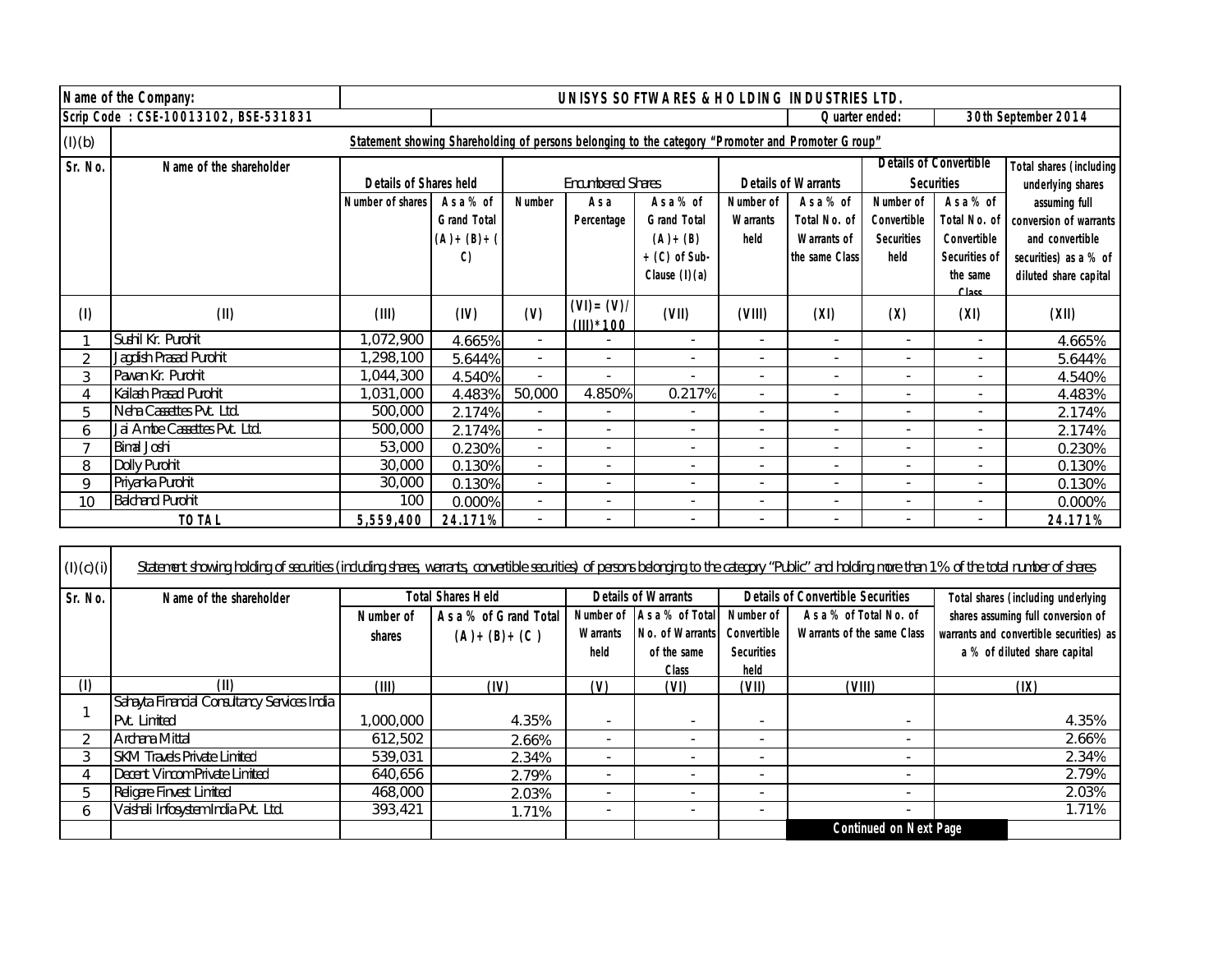| Name of the Company: | UNISYS SOFTWARES & HOLDING INDUSTRIES LTD. | | | | | | | | | |
|---|---|---|---|---|---|---|---|---|---|---|
| Scrip Code : CSE-10013102, BSE-531831 | | | | | | | Quarter ended: | | 30th September 2014 | |

**(I)(b) Statement showing Shareholding of persons belonging to the category "Promoter and Promoter Group"**

| Sr. No. | Name of the shareholder | Details of Shares held | | Encumbered Shares | | | Details of Warrants | | Details of Convertible Securities | | Total shares (including underlying shares assuming full conversion of warrants and convertible securities) as a % of diluted share capital |
|---|---|---|---|---|---|---|---|---|---|---|---|
| | | Number of shares | As a % of Grand Total (A)+(B)+(C) | Number | As a Percentage | As a % of Grand Total (A)+(B)+(C) of Sub-Clause (I)(a) | Number of Warrants held | As a % of Total No. of Warrants of the same Class | Number of Convertible Securities held | As a % of Total No. of Convertible Securities of the same Class | |
| (I) | (II) | (III) | (IV) | (V) | (VI)=(V)/(III)*100 | (VII) | (VIII) | (XI) | (X) | (XI) | (XII) |
| 1 | Sushil Kr. Purohit | 1,072,900 | 4.665% | - | - | - | - | - | - | - | 4.665% |
| 2 | Jagdish Prasad Purohit | 1,298,100 | 5.644% | - | - | - | - | - | - | - | 5.644% |
| 3 | Pawan Kr. Purohit | 1,044,300 | 4.540% | - | - | - | - | - | - | - | 4.540% |
| 4 | Kailash Prasad Purohit | 1,031,000 | 4.483% | 50,000 | 4.850% | 0.217% | - | - | - | - | 4.483% |
| 5 | Neha Cassettes Pvt. Ltd. | 500,000 | 2.174% | - | - | - | - | - | - | - | 2.174% |
| 6 | Jai Ambe Cassettes Pvt. Ltd. | 500,000 | 2.174% | - | - | - | - | - | - | - | 2.174% |
| 7 | Bimal Joshi | 53,000 | 0.230% | - | - | - | - | - | - | - | 0.230% |
| 8 | Dolly Purohit | 30,000 | 0.130% | - | - | - | - | - | - | - | 0.130% |
| 9 | Priyanka Purohit | 30,000 | 0.130% | - | - | - | - | - | - | - | 0.130% |
| 10 | Balchand Purohit | 100 | 0.000% | - | - | - | - | - | - | - | 0.000% |
| | **TOTAL** | **5,559,400** | **24.171%** | - | - | - | - | - | - | - | **24.171%** |

**(I)(c)(i)** *Statement showing holding of securities (including shares, warrants, convertible securities) of persons belonging to the category "Public" and holding more than 1% of the total number of shares*

| Sr. No. | Name of the shareholder | Total Shares Held | | Details of Warrants | | Details of Convertible Securities | | Total shares (including underlying shares assuming full conversion of warrants and convertible securities) as a % of diluted share capital |
|---|---|---|---|---|---|---|---|---|
| | | Number of shares | As a % of Grand Total (A)+(B)+(C) | Number of Warrants held | As a % of Total No. of Warrants of the same Class | Number of Convertible Securities held | As a % of Total No. of Warrants of the same Class | |
| (I) | (II) | (III) | (IV) | (V) | (VI) | (VII) | (VIII) | (IX) |
| 1 | Sahayta Financial Consultancy Services India Pvt. Limited | 1,000,000 | 4.35% | - | - | - | - | 4.35% |
| 2 | Archana Mittal | 612,502 | 2.66% | - | - | - | - | 2.66% |
| 3 | SKM Travels Private Limited | 539,031 | 2.34% | - | - | - | - | 2.34% |
| 4 | Decent Vincom Private Limited | 640,656 | 2.79% | - | - | - | - | 2.79% |
| 5 | Religare Finvest Limited | 468,000 | 2.03% | - | - | - | - | 2.03% |
| 6 | Vaishali Infosystem India Pvt. Ltd. | 393,421 | 1.71% | - | - | - | - | 1.71% |

**Continued on Next Page**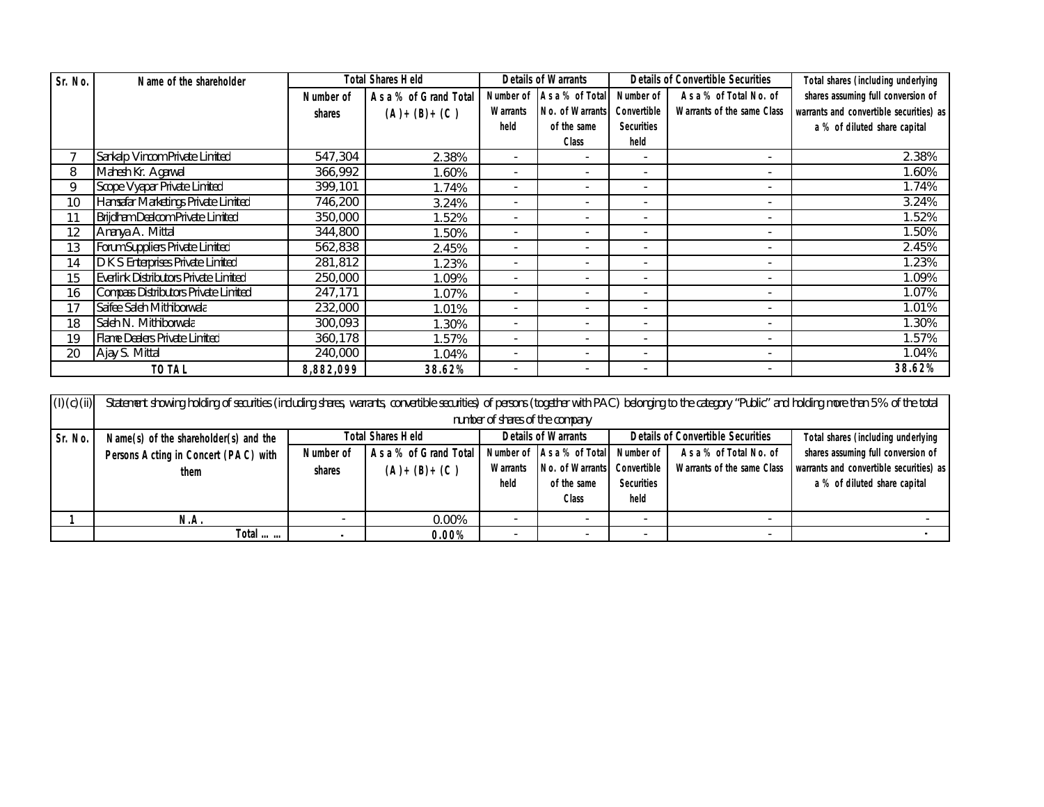| Sr. No. | Name of the shareholder | Total Shares Held | | Details of Warrants | | Details of Convertible Securities | | Total shares (including underlying shares assuming full conversion of warrants and convertible securities) as a % of diluted share capital |
|---|---|---|---|---|---|---|---|---|
| | | Number of shares | As a % of Grand Total (A)+(B)+(C) | Number of Warrants held | As a % of Total No. of Warrants of the same Class | Number of Convertible Securities held | As a % of Total No. of Warrants of the same Class | |
| 7 | Sankalp Vincom Private Limited | 547,304 | 2.38% | - | - | - | - | 2.38% |
| 8 | Mahesh Kr. Agarwal | 366,992 | 1.60% | - | - | - | - | 1.60% |
| 9 | Scope Vyapar Private Limited | 399,101 | 1.74% | - | - | - | - | 1.74% |
| 10 | Hamsafar Marketings Private Limited | 746,200 | 3.24% | - | - | - | - | 3.24% |
| 11 | Brijdham Dealcom Private Limited | 350,000 | 1.52% | - | - | - | - | 1.52% |
| 12 | Ananya A. Mittal | 344,800 | 1.50% | - | - | - | - | 1.50% |
| 13 | Forum Suppliers Private Limited | 562,838 | 2.45% | - | - | - | - | 2.45% |
| 14 | D K S Enterprises Private Limited | 281,812 | 1.23% | - | - | - | - | 1.23% |
| 15 | Everlink Distributors Private Limited | 250,000 | 1.09% | - | - | - | - | 1.09% |
| 16 | Compass Distributors Private Limited | 247,171 | 1.07% | - | - | - | - | 1.07% |
| 17 | Saifee Saleh Mithiborwala | 232,000 | 1.01% | - | - | - | - | 1.01% |
| 18 | Saleh N. Mithiborwala | 300,093 | 1.30% | - | - | - | - | 1.30% |
| 19 | Flame Dealers Private Limited | 360,178 | 1.57% | - | - | - | - | 1.57% |
| 20 | Ajay S. Mittal | 240,000 | 1.04% | - | - | - | - | 1.04% |
| | **TOTAL** | **8,882,099** | **38.62%** | - | - | - | - | **38.62%** |

(I)(c)(ii) Statement showing holding of securities (including shares, warrants, convertible securities) of persons (together with PAC) belonging to the category "Public" and holding more than 5% of the total number of shares of the company

| Sr. No. | Name(s) of the shareholder(s) and the Persons Acting in Concert (PAC) with them | Total Shares Held | | Details of Warrants | | Details of Convertible Securities | | Total shares (including underlying shares assuming full conversion of warrants and convertible securities) as a % of diluted share capital |
|---|---|---|---|---|---|---|---|---|
| | | Number of shares | As a % of Grand Total (A)+(B)+(C) | Number of Warrants held | As a % of Total No. of Warrants of the same Class | Number of Convertible Securities held | As a % of Total No. of Warrants of the same Class | |
| **1** | **N.A.** | - | 0.00% | - | - | - | - | - |
| | **Total ... ...** | **-** | **0.00%** | - | - | - | - | **-** |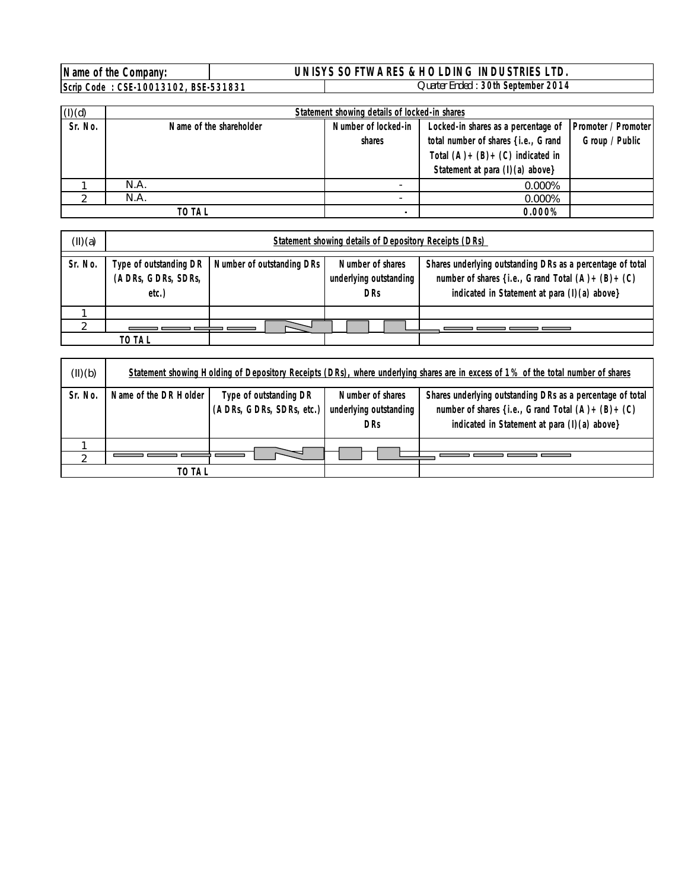| Name of the Company: | UNISYS SOFTWARES & HOLDING INDUSTRIES LTD. |
| --- | --- |
| Scrip Code : CSE-10013102, BSE-531831 | Quarter Ended : 30th September 2014 |

| (I)(d) | Statement showing details of locked-in shares | | | |
| --- | --- | --- | --- | --- |
| Sr. No. | Name of the shareholder | Number of locked-in shares | Locked-in shares as a percentage of total number of shares {i.e., Grand Total (A)+(B)+(C) indicated in Statement at para (I)(a) above} | Promoter / Promoter Group / Public |
| 1 | N.A. | - | 0.000% | |
| 2 | N.A. | - | 0.000% | |
| TOTAL | | - | 0.000% | |

| (II)(a) | Statement showing details of Depository Receipts (DRs) | | | |
| --- | --- | --- | --- | --- |
| Sr. No. | Type of outstanding DR (ADRs, GDRs, SDRs, etc.) | Number of outstanding DRs | Number of shares underlying outstanding DRs | Shares underlying outstanding DRs as a percentage of total number of shares {i.e., Grand Total (A)+(B)+(C) indicated in Statement at para (I)(a) above} |
| 1 | | | | |
| 2 | | | | |
| TOTAL | | | | |

| (II)(b) | Statement showing Holding of Depository Receipts (DRs), where underlying shares are in excess of 1% of the total number of shares | | | |
| --- | --- | --- | --- | --- |
| Sr. No. | Name of the DR Holder | Type of outstanding DR (ADRs, GDRs, SDRs, etc.) | Number of shares underlying outstanding DRs | Shares underlying outstanding DRs as a percentage of total number of shares {i.e., Grand Total (A)+(B)+(C) indicated in Statement at para (I)(a) above} |
| 1 | | | | |
| 2 | | | | |
| TOTAL | | | | |